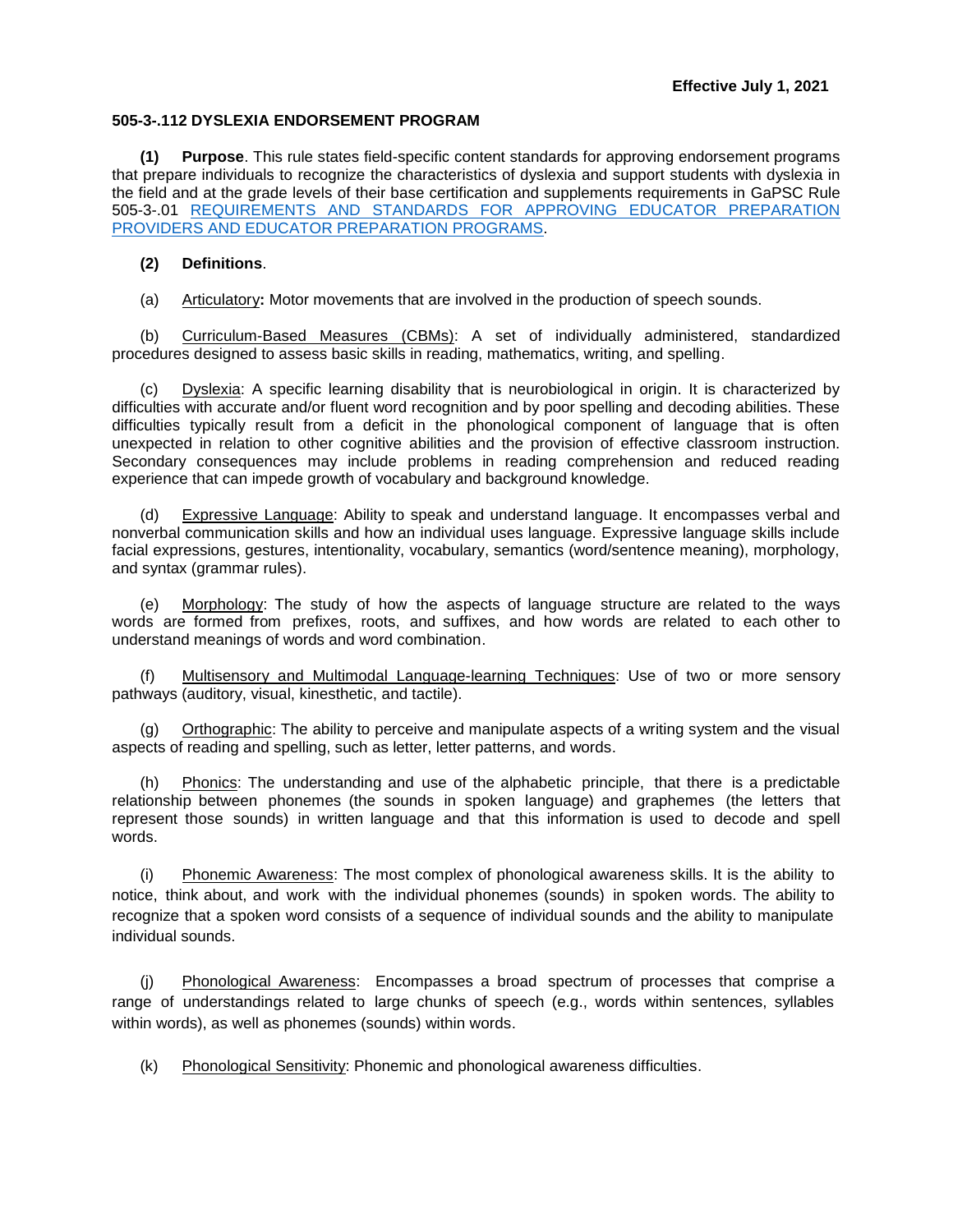**Effective July 1, 2021**

## 505-3-.112 DYSLEXIA ENDORSEMENT PROGRAM

**(1) Purpose**. This rule states field-specific content standards for approving endorsement programs that prepare individuals to recognize the characteristics of dyslexia and support students with dyslexia in the field and at the grade levels of their base certification and supplements requirements in GaPSC Rule 505-3-.01 REQUIREMENTS AND STANDARDS FOR APPROVING EDUCATOR PREPARATION PROVIDERS AND EDUCATOR PREPARATION PROGRAMS.

**(2) Definitions**.

(a) Articulatory**:** Motor movements that are involved in the production of speech sounds.

(b) Curriculum-Based Measures (CBMs): A set of individually administered, standardized procedures designed to assess basic skills in reading, mathematics, writing, and spelling.

(c) Dyslexia: A specific learning disability that is neurobiological in origin. It is characterized by difficulties with accurate and/or fluent word recognition and by poor spelling and decoding abilities. These difficulties typically result from a deficit in the phonological component of language that is often unexpected in relation to other cognitive abilities and the provision of effective classroom instruction. Secondary consequences may include problems in reading comprehension and reduced reading experience that can impede growth of vocabulary and background knowledge.

(d) Expressive Language: Ability to speak and understand language. It encompasses verbal and nonverbal communication skills and how an individual uses language. Expressive language skills include facial expressions, gestures, intentionality, vocabulary, semantics (word/sentence meaning), morphology, and syntax (grammar rules).

(e) Morphology: The study of how the aspects of language structure are related to the ways words are formed from prefixes, roots, and suffixes, and how words are related to each other to understand meanings of words and word combination.

(f) Multisensory and Multimodal Language-learning Techniques: Use of two or more sensory pathways (auditory, visual, kinesthetic, and tactile).

(g) Orthographic: The ability to perceive and manipulate aspects of a writing system and the visual aspects of reading and spelling, such as letter, letter patterns, and words.

(h) Phonics: The understanding and use of the alphabetic principle, that there is a predictable relationship between phonemes (the sounds in spoken language) and graphemes (the letters that represent those sounds) in written language and that this information is used to decode and spell words.

(i) Phonemic Awareness: The most complex of phonological awareness skills. It is the ability to notice, think about, and work with the individual phonemes (sounds) in spoken words. The ability to recognize that a spoken word consists of a sequence of individual sounds and the ability to manipulate individual sounds.

(j) Phonological Awareness: Encompasses a broad spectrum of processes that comprise a range of understandings related to large chunks of speech (e.g., words within sentences, syllables within words), as well as phonemes (sounds) within words.

(k) Phonological Sensitivity: Phonemic and phonological awareness difficulties.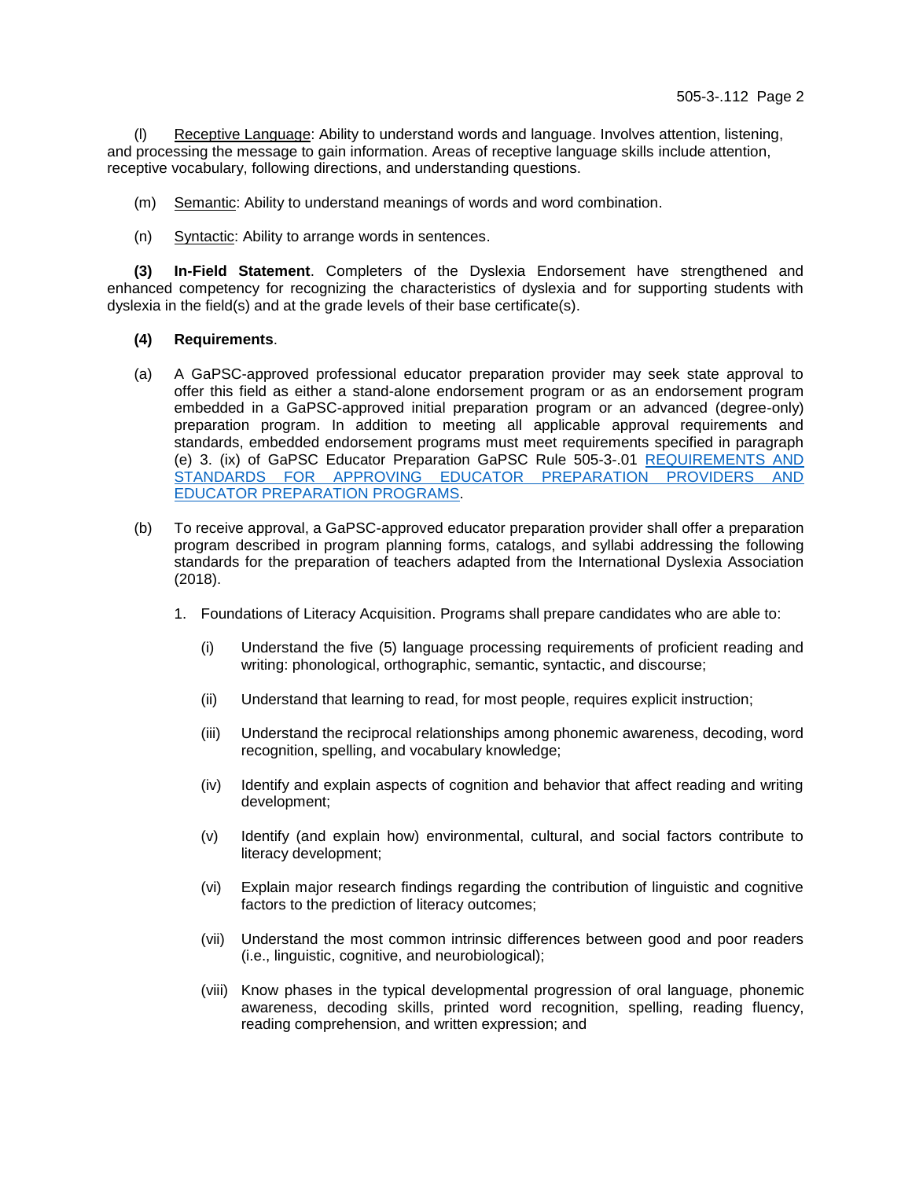(l) Receptive Language: Ability to understand words and language. Involves attention, listening, and processing the message to gain information. Areas of receptive language skills include attention, receptive vocabulary, following directions, and understanding questions.

(m) Semantic: Ability to understand meanings of words and word combination.

(n) Syntactic: Ability to arrange words in sentences.

**(3) In-Field Statement**. Completers of the Dyslexia Endorsement have strengthened and enhanced competency for recognizing the characteristics of dyslexia and for supporting students with dyslexia in the field(s) and at the grade levels of their base certificate(s).

**(4) Requirements**.

(a) A GaPSC-approved professional educator preparation provider may seek state approval to offer this field as either a stand-alone endorsement program or as an endorsement program embedded in a GaPSC-approved initial preparation program or an advanced (degree-only) preparation program. In addition to meeting all applicable approval requirements and standards, embedded endorsement programs must meet requirements specified in paragraph (e) 3. (ix) of GaPSC Educator Preparation GaPSC Rule 505-3-.01 REQUIREMENTS AND STANDARDS FOR APPROVING EDUCATOR PREPARATION PROVIDERS AND EDUCATOR PREPARATION PROGRAMS.

(b) To receive approval, a GaPSC-approved educator preparation provider shall offer a preparation program described in program planning forms, catalogs, and syllabi addressing the following standards for the preparation of teachers adapted from the International Dyslexia Association (2018).

1. Foundations of Literacy Acquisition. Programs shall prepare candidates who are able to:

   (i) Understand the five (5) language processing requirements of proficient reading and writing: phonological, orthographic, semantic, syntactic, and discourse;

   (ii) Understand that learning to read, for most people, requires explicit instruction;

   (iii) Understand the reciprocal relationships among phonemic awareness, decoding, word recognition, spelling, and vocabulary knowledge;

   (iv) Identify and explain aspects of cognition and behavior that affect reading and writing development;

   (v) Identify (and explain how) environmental, cultural, and social factors contribute to literacy development;

   (vi) Explain major research findings regarding the contribution of linguistic and cognitive factors to the prediction of literacy outcomes;

   (vii) Understand the most common intrinsic differences between good and poor readers (i.e., linguistic, cognitive, and neurobiological);

   (viii) Know phases in the typical developmental progression of oral language, phonemic awareness, decoding skills, printed word recognition, spelling, reading fluency, reading comprehension, and written expression; and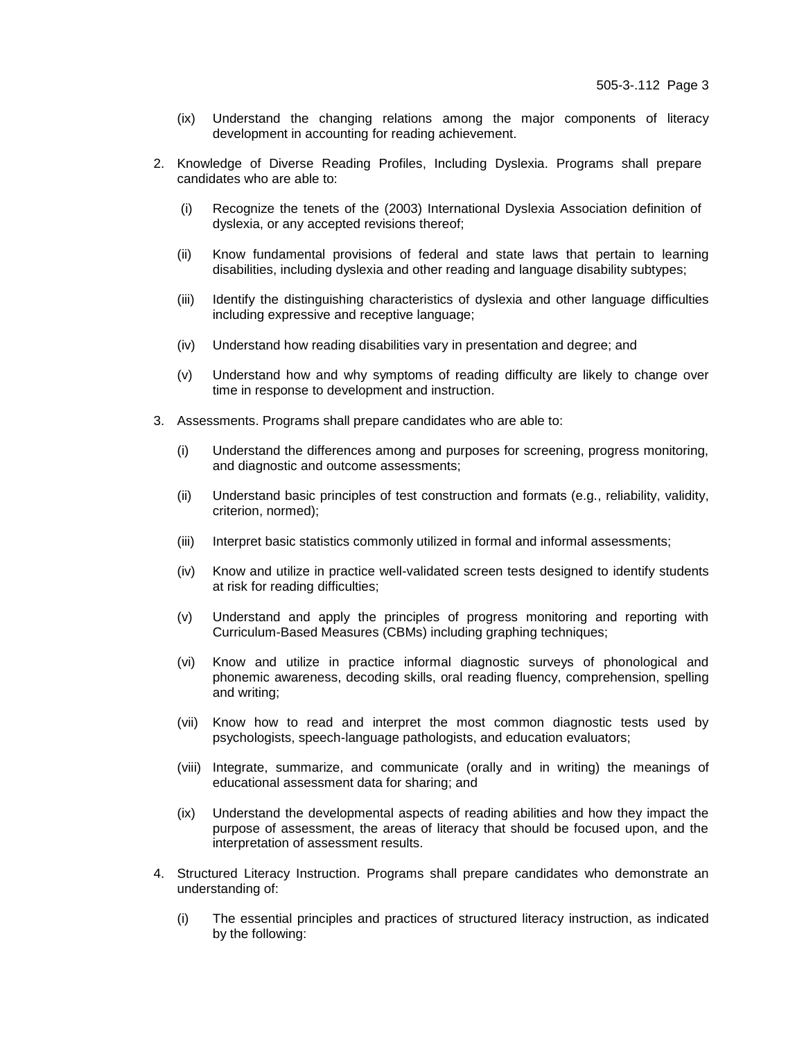(ix) Understand the changing relations among the major components of literacy development in accounting for reading achievement.

2. Knowledge of Diverse Reading Profiles, Including Dyslexia. Programs shall prepare candidates who are able to:

   (i) Recognize the tenets of the (2003) International Dyslexia Association definition of dyslexia, or any accepted revisions thereof;

   (ii) Know fundamental provisions of federal and state laws that pertain to learning disabilities, including dyslexia and other reading and language disability subtypes;

   (iii) Identify the distinguishing characteristics of dyslexia and other language difficulties including expressive and receptive language;

   (iv) Understand how reading disabilities vary in presentation and degree; and

   (v) Understand how and why symptoms of reading difficulty are likely to change over time in response to development and instruction.

3. Assessments. Programs shall prepare candidates who are able to:

   (i) Understand the differences among and purposes for screening, progress monitoring, and diagnostic and outcome assessments;

   (ii) Understand basic principles of test construction and formats (e.g., reliability, validity, criterion, normed);

   (iii) Interpret basic statistics commonly utilized in formal and informal assessments;

   (iv) Know and utilize in practice well-validated screen tests designed to identify students at risk for reading difficulties;

   (v) Understand and apply the principles of progress monitoring and reporting with Curriculum-Based Measures (CBMs) including graphing techniques;

   (vi) Know and utilize in practice informal diagnostic surveys of phonological and phonemic awareness, decoding skills, oral reading fluency, comprehension, spelling and writing;

   (vii) Know how to read and interpret the most common diagnostic tests used by psychologists, speech-language pathologists, and education evaluators;

   (viii) Integrate, summarize, and communicate (orally and in writing) the meanings of educational assessment data for sharing; and

   (ix) Understand the developmental aspects of reading abilities and how they impact the purpose of assessment, the areas of literacy that should be focused upon, and the interpretation of assessment results.

4. Structured Literacy Instruction. Programs shall prepare candidates who demonstrate an understanding of:

   (i) The essential principles and practices of structured literacy instruction, as indicated by the following: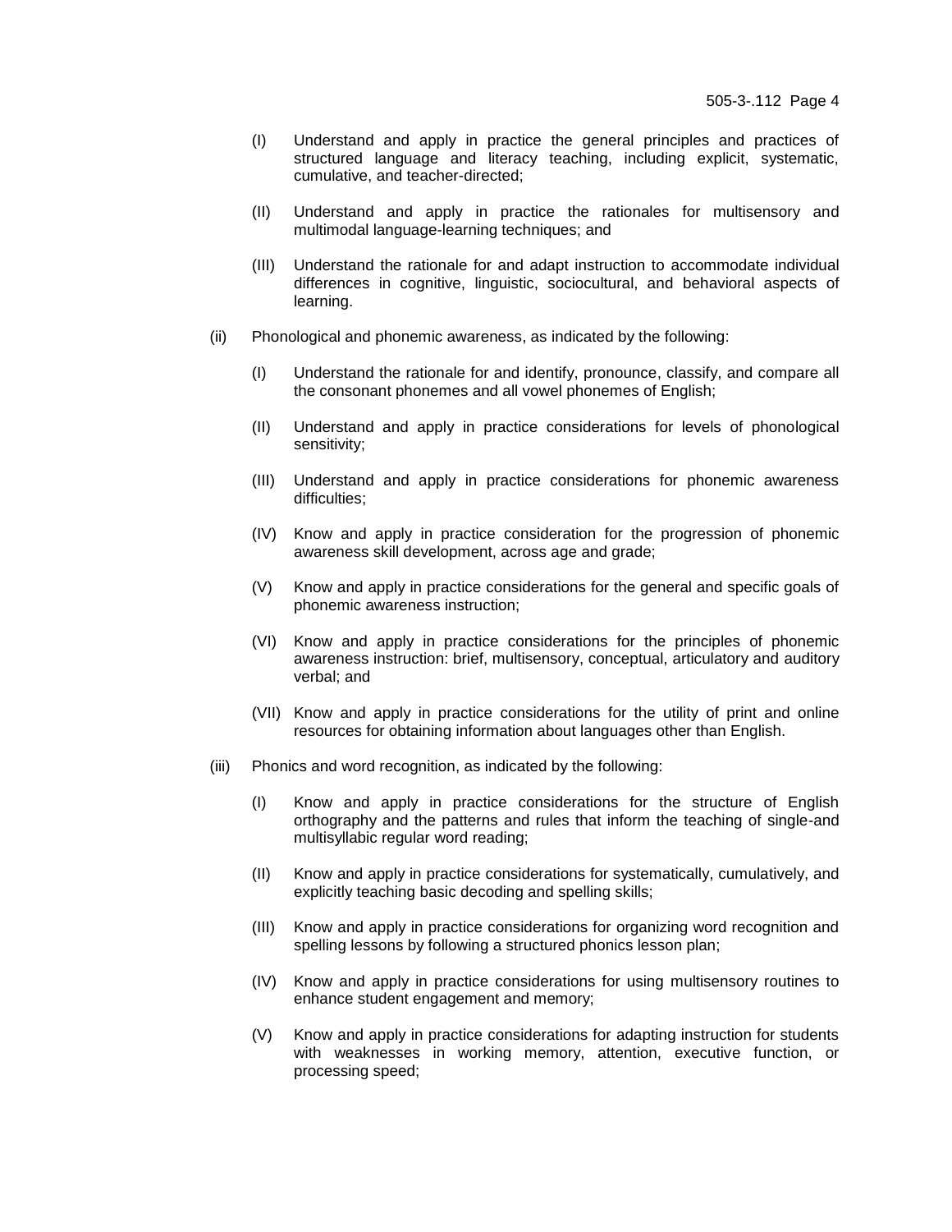(I) Understand and apply in practice the general principles and practices of structured language and literacy teaching, including explicit, systematic, cumulative, and teacher-directed;

(II) Understand and apply in practice the rationales for multisensory and multimodal language-learning techniques; and

(III) Understand the rationale for and adapt instruction to accommodate individual differences in cognitive, linguistic, sociocultural, and behavioral aspects of learning.

(ii) Phonological and phonemic awareness, as indicated by the following:

(I) Understand the rationale for and identify, pronounce, classify, and compare all the consonant phonemes and all vowel phonemes of English;

(II) Understand and apply in practice considerations for levels of phonological sensitivity;

(III) Understand and apply in practice considerations for phonemic awareness difficulties;

(IV) Know and apply in practice consideration for the progression of phonemic awareness skill development, across age and grade;

(V) Know and apply in practice considerations for the general and specific goals of phonemic awareness instruction;

(VI) Know and apply in practice considerations for the principles of phonemic awareness instruction: brief, multisensory, conceptual, articulatory and auditory verbal; and

(VII) Know and apply in practice considerations for the utility of print and online resources for obtaining information about languages other than English.

(iii) Phonics and word recognition, as indicated by the following:

(I) Know and apply in practice considerations for the structure of English orthography and the patterns and rules that inform the teaching of single-and multisyllabic regular word reading;

(II) Know and apply in practice considerations for systematically, cumulatively, and explicitly teaching basic decoding and spelling skills;

(III) Know and apply in practice considerations for organizing word recognition and spelling lessons by following a structured phonics lesson plan;

(IV) Know and apply in practice considerations for using multisensory routines to enhance student engagement and memory;

(V) Know and apply in practice considerations for adapting instruction for students with weaknesses in working memory, attention, executive function, or processing speed;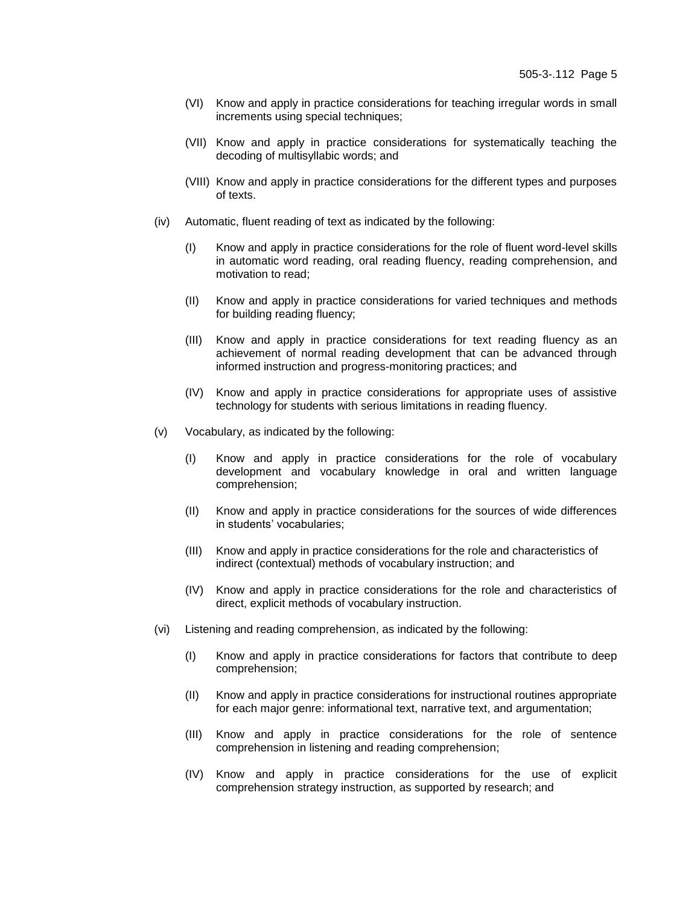(VI) Know and apply in practice considerations for teaching irregular words in small increments using special techniques;

(VII) Know and apply in practice considerations for systematically teaching the decoding of multisyllabic words; and

(VIII) Know and apply in practice considerations for the different types and purposes of texts.

(iv) Automatic, fluent reading of text as indicated by the following:

(I) Know and apply in practice considerations for the role of fluent word-level skills in automatic word reading, oral reading fluency, reading comprehension, and motivation to read;

(II) Know and apply in practice considerations for varied techniques and methods for building reading fluency;

(III) Know and apply in practice considerations for text reading fluency as an achievement of normal reading development that can be advanced through informed instruction and progress-monitoring practices; and

(IV) Know and apply in practice considerations for appropriate uses of assistive technology for students with serious limitations in reading fluency.

(v) Vocabulary, as indicated by the following:

(I) Know and apply in practice considerations for the role of vocabulary development and vocabulary knowledge in oral and written language comprehension;

(II) Know and apply in practice considerations for the sources of wide differences in students' vocabularies;

(III) Know and apply in practice considerations for the role and characteristics of indirect (contextual) methods of vocabulary instruction; and

(IV) Know and apply in practice considerations for the role and characteristics of direct, explicit methods of vocabulary instruction.

(vi) Listening and reading comprehension, as indicated by the following:

(I) Know and apply in practice considerations for factors that contribute to deep comprehension;

(II) Know and apply in practice considerations for instructional routines appropriate for each major genre: informational text, narrative text, and argumentation;

(III) Know and apply in practice considerations for the role of sentence comprehension in listening and reading comprehension;

(IV) Know and apply in practice considerations for the use of explicit comprehension strategy instruction, as supported by research; and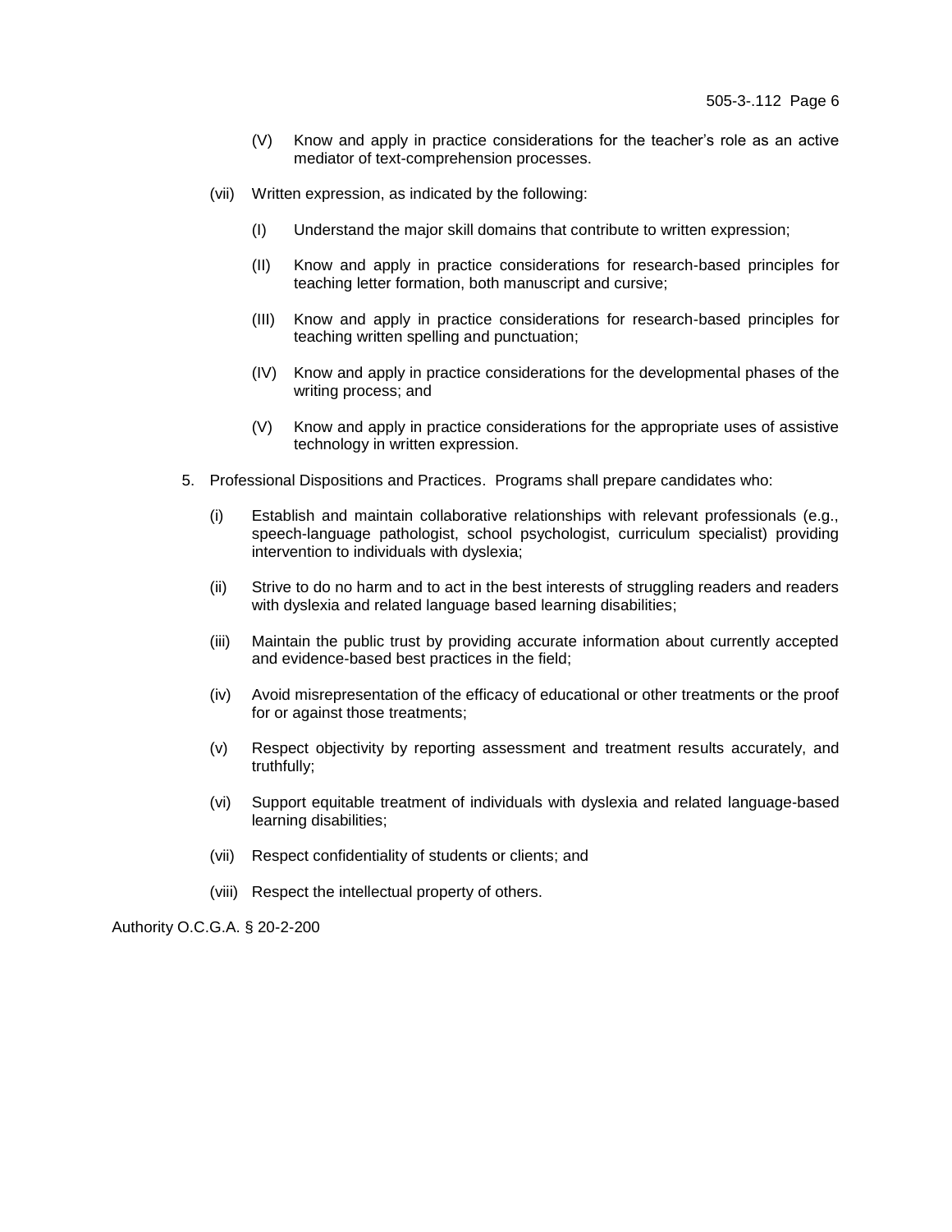(V) Know and apply in practice considerations for the teacher's role as an active mediator of text-comprehension processes.

(vii) Written expression, as indicated by the following:

(I) Understand the major skill domains that contribute to written expression;

(II) Know and apply in practice considerations for research-based principles for teaching letter formation, both manuscript and cursive;

(III) Know and apply in practice considerations for research-based principles for teaching written spelling and punctuation;

(IV) Know and apply in practice considerations for the developmental phases of the writing process; and

(V) Know and apply in practice considerations for the appropriate uses of assistive technology in written expression.

5. Professional Dispositions and Practices. Programs shall prepare candidates who:

(i) Establish and maintain collaborative relationships with relevant professionals (e.g., speech-language pathologist, school psychologist, curriculum specialist) providing intervention to individuals with dyslexia;

(ii) Strive to do no harm and to act in the best interests of struggling readers and readers with dyslexia and related language based learning disabilities;

(iii) Maintain the public trust by providing accurate information about currently accepted and evidence-based best practices in the field;

(iv) Avoid misrepresentation of the efficacy of educational or other treatments or the proof for or against those treatments;

(v) Respect objectivity by reporting assessment and treatment results accurately, and truthfully;

(vi) Support equitable treatment of individuals with dyslexia and related language-based learning disabilities;

(vii) Respect confidentiality of students or clients; and

(viii) Respect the intellectual property of others.

Authority O.C.G.A. § 20-2-200